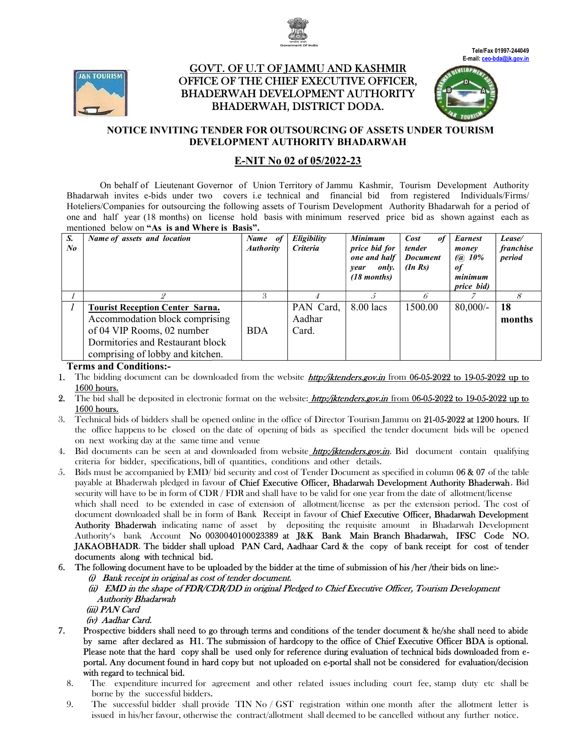Tele/Fax 01997-244049
E-mail: ceo-bda@jk.gov.in

# GOVT. OF U.T OF JAMMU AND KASHMIR
## OFFICE OF THE CHIEF EXECUTIVE OFFICER, BHADERWAH DEVELOPMENT AUTHORITY BHADERWAH, DISTRICT DODA.

### NOTICE INVITING TENDER FOR OUTSOURCING OF ASSETS UNDER TOURISM DEVELOPMENT AUTHORITY BHADARWAH

### E-NIT No 02 of 05/2022-23

On behalf of Lieutenant Governor of Union Territory of Jammu Kashmir, Tourism Development Authority Bhadarwah invites e-bids under two covers i.e technical and financial bid from registered Individuals/Firms/ Hoteliers/Companies for outsourcing the following assets of Tourism Development Authority Bhadarwah for a period of one and half year (18 months) on license hold basis with minimum reserved price bid as shown against each as mentioned below on **"As is and Where is Basis".**

| *S. No* | *Name of assets and location* | *Name of Authority* | *Eligibility Criteria* | *Minimum price bid for one and half year only. (18 months)* | *Cost of tender Document (In Rs)* | *Earnest money (@ 10% of minimum price bid)* | *Lease/ franchise period* |
|---|---|---|---|---|---|---|---|
| *1* | *2* | 3 | 4 | 5 | 6 | 7 | 8 |
| *1* | **Tourist Reception Center Sarna.** Accommodation block comprising of 04 VIP Rooms, 02 number Dormitories and Restaurant block comprising of lobby and kitchen. | BDA | PAN Card, Aadhar Card. | 8.00 lacs | 1500.00 | 80,000/- | **18 months** |

**Terms and Conditions:-**

1. The bidding document can be downloaded from the website *http:/jktenders.gov.in* from 06-05-2022 to 19-05-2022 up to 1600 hours.
2. The bid shall be deposited in electronic format on the website: *http:/jktenders.gov.in* from 06-05-2022 to 19-05-2022 up to 1600 hours.
3. Technical bids of bidders shall be opened online in the office of Director Tourism Jammu on 21-05-2022 at 1200 hours. If the office happens to be closed on the date of opening of bids as specified the tender document bids will be opened on next working day at the same time and venue
4. Bid documents can be seen at and downloaded from website *http:/jktenders.gov.in*. Bid document contain qualifying criteria for bidder, specifications, bill of quantities, conditions and other details.
5. Bids must be accompanied by EMD/ bid security and cost of Tender Document as specified in column 06 & 07 of the table payable at Bhaderwah pledged in favour of Chief Executive Officer, Bhadarwah Development Authority Bhaderwah. Bid security will have to be in form of CDR / FDR and shall have to be valid for one year from the date of allotment/license which shall need to be extended in case of extension of allotment/license as per the extension period. The cost of document downloaded shall be in form of Bank Receipt in favour of Chief Executive Officer, Bhadarwah Development Authority Bhaderwah indicating name of asset by depositing the requisite amount in Bhadarwah Development Authority's bank Account No 0030040100023389 at J&K Bank Main Branch Bhadarwah, IFSC Code NO. JAKAOBHADR. The bidder shall upload PAN Card, Aadhaar Card & the copy of bank receipt for cost of tender documents along with technical bid.
6. The following document have to be uploaded by the bidder at the time of submission of his /her /their bids on line:-
   - *(i) Bank receipt in original as cost of tender document.*
   - *(ii) EMD in the shape of FDR/CDR/DD in original Pledged to Chief Executive Officer, Tourism Development Authority Bhadarwah*
   - *(iii) PAN Card*
   - *(iv) Aadhar Card.*
7. Prospective bidders shall need to go through terms and conditions of the tender document & he/she shall need to abide by same after declared as H1. The submission of hardcopy to the office of Chief Executive Officer BDA is optional. Please note that the hard copy shall be used only for reference during evaluation of technical bids downloaded from e-portal. Any document found in hard copy but not uploaded on e-portal shall not be considered for evaluation/decision with regard to technical bid.
8. The expenditure incurred for agreement and other related issues including court fee, stamp duty etc shall be borne by the successful bidders.
9. The successful bidder shall provide TIN No / GST registration within one month after the allotment letter is issued in his/her favour, otherwise the contract/allotment shall deemed to be cancelled without any further notice.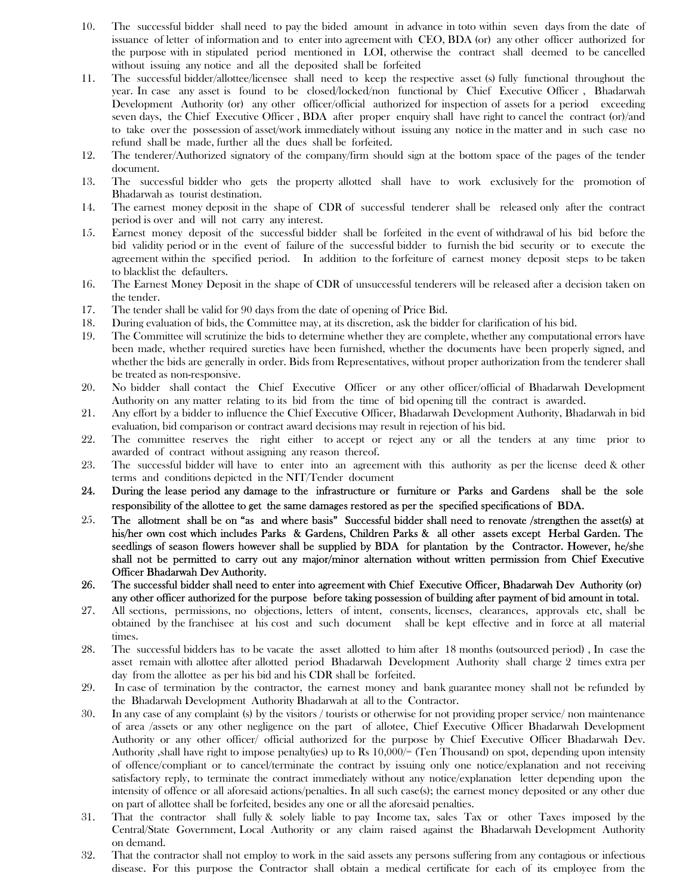10. The successful bidder shall need to pay the bided amount in advance in toto within seven days from the date of issuance of letter of information and to enter into agreement with CEO, BDA (or) any other officer authorized for the purpose with in stipulated period mentioned in LOI, otherwise the contract shall deemed to be cancelled without issuing any notice and all the deposited shall be forfeited
11. The successful bidder/allottee/licensee shall need to keep the respective asset (s) fully functional throughout the year. In case any asset is found to be closed/locked/non functional by Chief Executive Officer , Bhadarwah Development Authority (or) any other officer/official authorized for inspection of assets for a period exceeding seven days, the Chief Executive Officer , BDA after proper enquiry shall have right to cancel the contract (or)/and to take over the possession of asset/work immediately without issuing any notice in the matter and in such case no refund shall be made, further all the dues shall be forfeited.
12. The tenderer/Authorized signatory of the company/firm should sign at the bottom space of the pages of the tender document.
13. The successful bidder who gets the property allotted shall have to work exclusively for the promotion of Bhadarwah as tourist destination.
14. The earnest money deposit in the shape of CDR of successful tenderer shall be released only after the contract period is over and will not carry any interest.
15. Earnest money deposit of the successful bidder shall be forfeited in the event of withdrawal of his bid before the bid validity period or in the event of failure of the successful bidder to furnish the bid security or to execute the agreement within the specified period. In addition to the forfeiture of earnest money deposit steps to be taken to blacklist the defaulters.
16. The Earnest Money Deposit in the shape of CDR of unsuccessful tenderers will be released after a decision taken on the tender.
17. The tender shall be valid for 90 days from the date of opening of Price Bid.
18. During evaluation of bids, the Committee may, at its discretion, ask the bidder for clarification of his bid.
19. The Committee will scrutinize the bids to determine whether they are complete, whether any computational errors have been made, whether required sureties have been furnished, whether the documents have been properly signed, and whether the bids are generally in order. Bids from Representatives, without proper authorization from the tenderer shall be treated as non-responsive.
20. No bidder shall contact the Chief Executive Officer or any other officer/official of Bhadarwah Development Authority on any matter relating to its bid from the time of bid opening till the contract is awarded.
21. Any effort by a bidder to influence the Chief Executive Officer, Bhadarwah Development Authority, Bhadarwah in bid evaluation, bid comparison or contract award decisions may result in rejection of his bid.
22. The committee reserves the right either to accept or reject any or all the tenders at any time prior to awarded of contract without assigning any reason thereof.
23. The successful bidder will have to enter into an agreement with this authority as per the license deed & other terms and conditions depicted in the NIT/Tender document
24. **During the lease period any damage to the infrastructure or furniture or Parks and Gardens shall be the sole responsibility of the allottee to get the same damages restored as per the specified specifications of BDA.**
25. **The allotment shall be on "as and where basis" Successful bidder shall need to renovate /strengthen the asset(s) at his/her own cost which includes Parks & Gardens, Children Parks & all other assets except Herbal Garden. The seedlings of season flowers however shall be supplied by BDA for plantation by the Contractor. However, he/she shall not be permitted to carry out any major/minor alternation without written permission from Chief Executive Officer Bhadarwah Dev Authority.**
26. **The successful bidder shall need to enter into agreement with Chief Executive Officer, Bhadarwah Dev Authority (or) any other officer authorized for the purpose before taking possession of building after payment of bid amount in total.**
27. All sections, permissions, no objections, letters of intent, consents, licenses, clearances, approvals etc, shall be obtained by the franchisee at his cost and such document shall be kept effective and in force at all material times.
28. The successful bidders has to be vacate the asset allotted to him after 18 months (outsourced period) , In case the asset remain with allottee after allotted period Bhadarwah Development Authority shall charge 2 times extra per day from the allottee as per his bid and his CDR shall be forfeited.
29. In case of termination by the contractor, the earnest money and bank guarantee money shall not be refunded by the Bhadarwah Development Authority Bhadarwah at all to the Contractor.
30. In any case of any complaint (s) by the visitors / tourists or otherwise for not providing proper service/ non maintenance of area /assets or any other negligence on the part of allotee, Chief Executive Officer Bhadarwah Development Authority or any other officer/ official authorized for the purpose by Chief Executive Officer Bhadarwah Dev. Authority ,shall have right to impose penalty(ies) up to Rs 10,000/= (Ten Thousand) on spot, depending upon intensity of offence/compliant or to cancel/terminate the contract by issuing only one notice/explanation and not receiving satisfactory reply, to terminate the contract immediately without any notice/explanation letter depending upon the intensity of offence or all aforesaid actions/penalties. In all such case(s); the earnest money deposited or any other due on part of allotee shall be forfeited, besides any one or all the aforesaid penalties.
31. That the contractor shall fully & solely liable to pay Income tax, sales Tax or other Taxes imposed by the Central/State Government, Local Authority or any claim raised against the Bhadarwah Development Authority on demand.
32. That the contractor shall not employ to work in the said assets any persons suffering from any contagious or infectious disease. For this purpose the Contractor shall obtain a medical certificate for each of its employee from the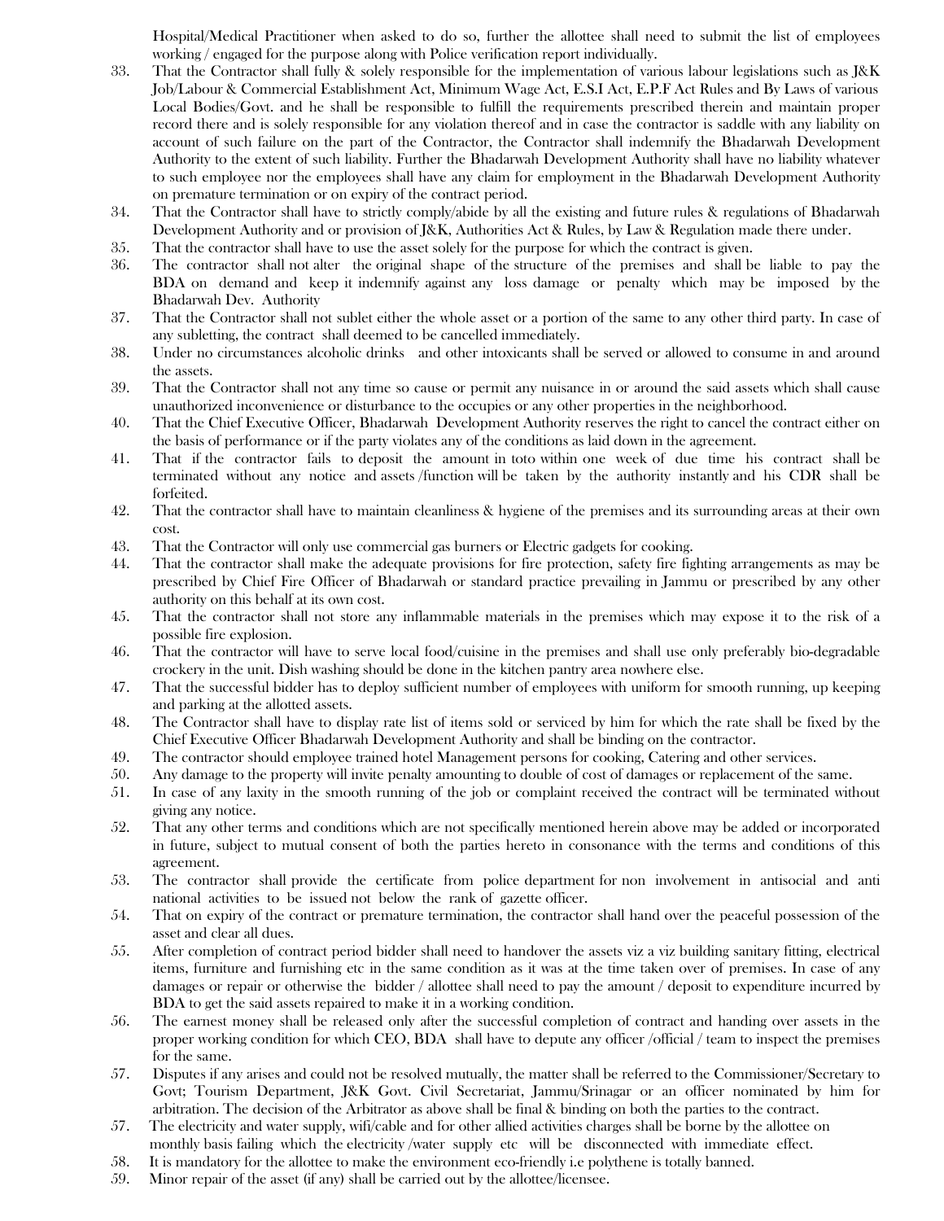Hospital/Medical Practitioner when asked to do so, further the allottee shall need to submit the list of employees working / engaged for the purpose along with Police verification report individually.

33. That the Contractor shall fully & solely responsible for the implementation of various labour legislations such as J&K Job/Labour & Commercial Establishment Act, Minimum Wage Act, E.S.I Act, E.P.F Act Rules and By Laws of various Local Bodies/Govt. and he shall be responsible to fulfill the requirements prescribed therein and maintain proper record there and is solely responsible for any violation thereof and in case the contractor is saddle with any liability on account of such failure on the part of the Contractor, the Contractor shall indemnify the Bhadarwah Development Authority to the extent of such liability. Further the Bhadarwah Development Authority shall have no liability whatever to such employee nor the employees shall have any claim for employment in the Bhadarwah Development Authority on premature termination or on expiry of the contract period.
34. That the Contractor shall have to strictly comply/abide by all the existing and future rules & regulations of Bhadarwah Development Authority and or provision of J&K, Authorities Act & Rules, by Law & Regulation made there under.
35. That the contractor shall have to use the asset solely for the purpose for which the contract is given.
36. The contractor shall not alter the original shape of the structure of the premises and shall be liable to pay the BDA on demand and keep it indemnify against any loss damage or penalty which may be imposed by the Bhadarwah Dev. Authority
37. That the Contractor shall not sublet either the whole asset or a portion of the same to any other third party. In case of any subletting, the contract shall deemed to be cancelled immediately.
38. Under no circumstances alcoholic drinks and other intoxicants shall be served or allowed to consume in and around the assets.
39. That the Contractor shall not any time so cause or permit any nuisance in or around the said assets which shall cause unauthorized inconvenience or disturbance to the occupies or any other properties in the neighborhood.
40. That the Chief Executive Officer, Bhadarwah Development Authority reserves the right to cancel the contract either on the basis of performance or if the party violates any of the conditions as laid down in the agreement.
41. That if the contractor fails to deposit the amount in toto within one week of due time his contract shall be terminated without any notice and assets /function will be taken by the authority instantly and his CDR shall be forfeited.
42. That the contractor shall have to maintain cleanliness & hygiene of the premises and its surrounding areas at their own cost.
43. That the Contractor will only use commercial gas burners or Electric gadgets for cooking.
44. That the contractor shall make the adequate provisions for fire protection, safety fire fighting arrangements as may be prescribed by Chief Fire Officer of Bhadarwah or standard practice prevailing in Jammu or prescribed by any other authority on this behalf at its own cost.
45. That the contractor shall not store any inflammable materials in the premises which may expose it to the risk of a possible fire explosion.
46. That the contractor will have to serve local food/cuisine in the premises and shall use only preferably bio-degradable crockery in the unit. Dish washing should be done in the kitchen pantry area nowhere else.
47. That the successful bidder has to deploy sufficient number of employees with uniform for smooth running, up keeping and parking at the allotted assets.
48. The Contractor shall have to display rate list of items sold or serviced by him for which the rate shall be fixed by the Chief Executive Officer Bhadarwah Development Authority and shall be binding on the contractor.
49. The contractor should employee trained hotel Management persons for cooking, Catering and other services.
50. Any damage to the property will invite penalty amounting to double of cost of damages or replacement of the same.
51. In case of any laxity in the smooth running of the job or complaint received the contract will be terminated without giving any notice.
52. That any other terms and conditions which are not specifically mentioned herein above may be added or incorporated in future, subject to mutual consent of both the parties hereto in consonance with the terms and conditions of this agreement.
53. The contractor shall provide the certificate from police department for non involvement in antisocial and anti national activities to be issued not below the rank of gazette officer.
54. That on expiry of the contract or premature termination, the contractor shall hand over the peaceful possession of the asset and clear all dues.
55. After completion of contract period bidder shall need to handover the assets viz a viz building sanitary fitting, electrical items, furniture and furnishing etc in the same condition as it was at the time taken over of premises. In case of any damages or repair or otherwise the bidder / allottee shall need to pay the amount / deposit to expenditure incurred by BDA to get the said assets repaired to make it in a working condition.
56. The earnest money shall be released only after the successful completion of contract and handing over assets in the proper working condition for which CEO, BDA shall have to depute any officer /official / team to inspect the premises for the same.
57. Disputes if any arises and could not be resolved mutually, the matter shall be referred to the Commissioner/Secretary to Govt; Tourism Department, J&K Govt. Civil Secretariat, Jammu/Srinagar or an officer nominated by him for arbitration. The decision of the Arbitrator as above shall be final & binding on both the parties to the contract.
57. The electricity and water supply, wifi/cable and for other allied activities charges shall be borne by the allottee on monthly basis failing which the electricity /water supply etc will be disconnected with immediate effect.
58. It is mandatory for the allottee to make the environment eco-friendly i.e polythene is totally banned.
59. Minor repair of the asset (if any) shall be carried out by the allottee/licensee.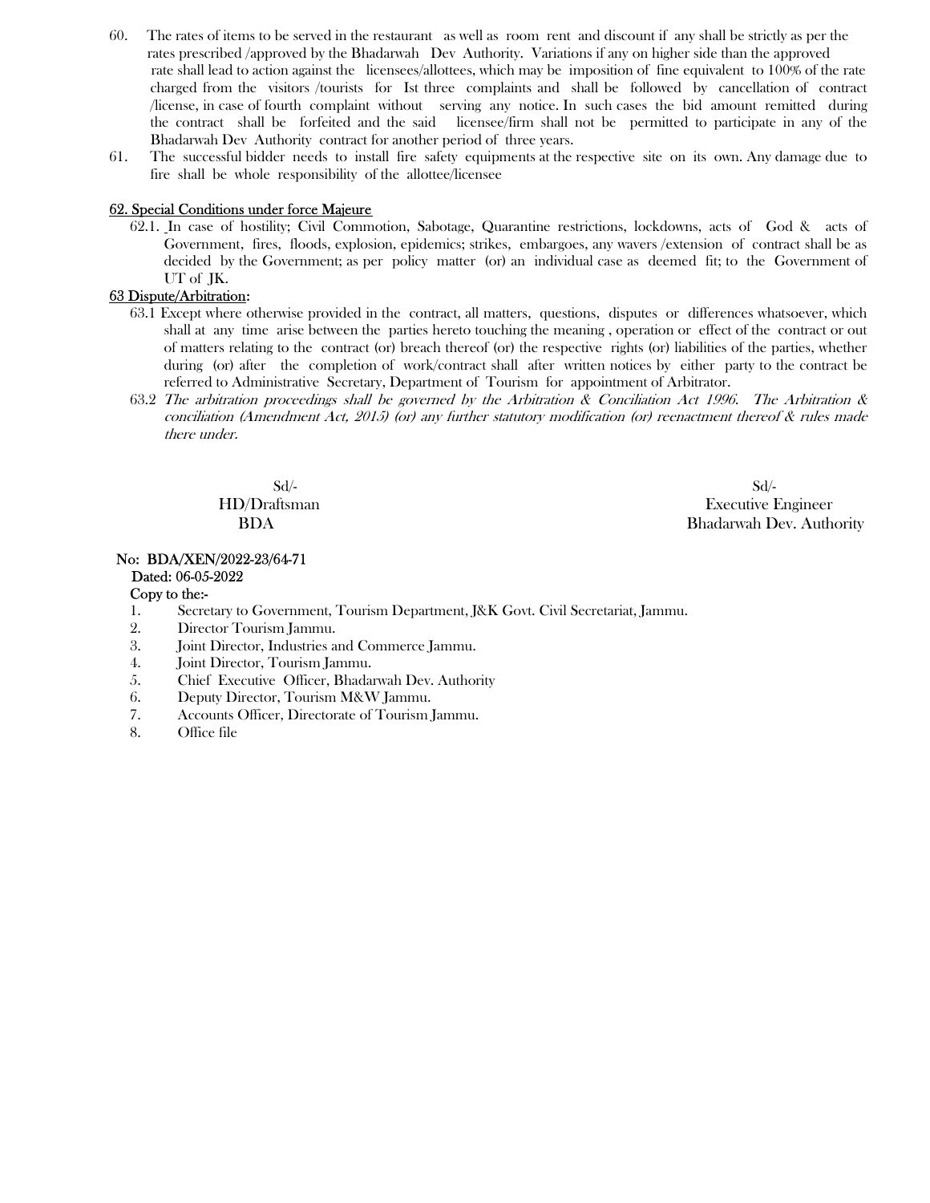60. The rates of items to be served in the restaurant as well as room rent and discount if any shall be strictly as per the rates prescribed /approved by the Bhadarwah Dev Authority. Variations if any on higher side than the approved rate shall lead to action against the licensees/allottees, which may be imposition of fine equivalent to 100% of the rate charged from the visitors /tourists for Ist three complaints and shall be followed by cancellation of contract /license, in case of fourth complaint without serving any notice. In such cases the bid amount remitted during the contract shall be forfeited and the said licensee/firm shall not be permitted to participate in any of the Bhadarwah Dev Authority contract for another period of three years.

61. The successful bidder needs to install fire safety equipments at the respective site on its own. Any damage due to fire shall be whole responsibility of the allottee/licensee

<u>62. Special Conditions under force Majeure</u>

62.1. In case of hostility; Civil Commotion, Sabotage, Quarantine restrictions, lockdowns, acts of God & acts of Government, fires, floods, explosion, epidemics; strikes, embargoes, any wavers /extension of contract shall be as decided by the Government; as per policy matter (or) an individual case as deemed fit; to the Government of UT of JK.

<u>63 Dispute/Arbitration</u>:

63.1 Except where otherwise provided in the contract, all matters, questions, disputes or differences whatsoever, which shall at any time arise between the parties hereto touching the meaning , operation or effect of the contract or out of matters relating to the contract (or) breach thereof (or) the respective rights (or) liabilities of the parties, whether during (or) after the completion of work/contract shall after written notices by either party to the contract be referred to Administrative Secretary, Department of Tourism for appointment of Arbitrator.

63.2 *The arbitration proceedings shall be governed by the Arbitration & Conciliation Act 1996. The Arbitration & conciliation (Amendment Act, 2015) (or) any further statutory modification (or) reenactment thereof & rules made there under.*

Sd/-
HD/Draftsman
BDA

Sd/-
Executive Engineer
Bhadarwah Dev. Authority

**No: BDA/XEN/2022-23/64-71**
**Dated: 06-05-2022**
**Copy to the:-**

1. Secretary to Government, Tourism Department, J&K Govt. Civil Secretariat, Jammu.
2. Director Tourism Jammu.
3. Joint Director, Industries and Commerce Jammu.
4. Joint Director, Tourism Jammu.
5. Chief Executive Officer, Bhadarwah Dev. Authority
6. Deputy Director, Tourism M&W Jammu.
7. Accounts Officer, Directorate of Tourism Jammu.
8. Office file